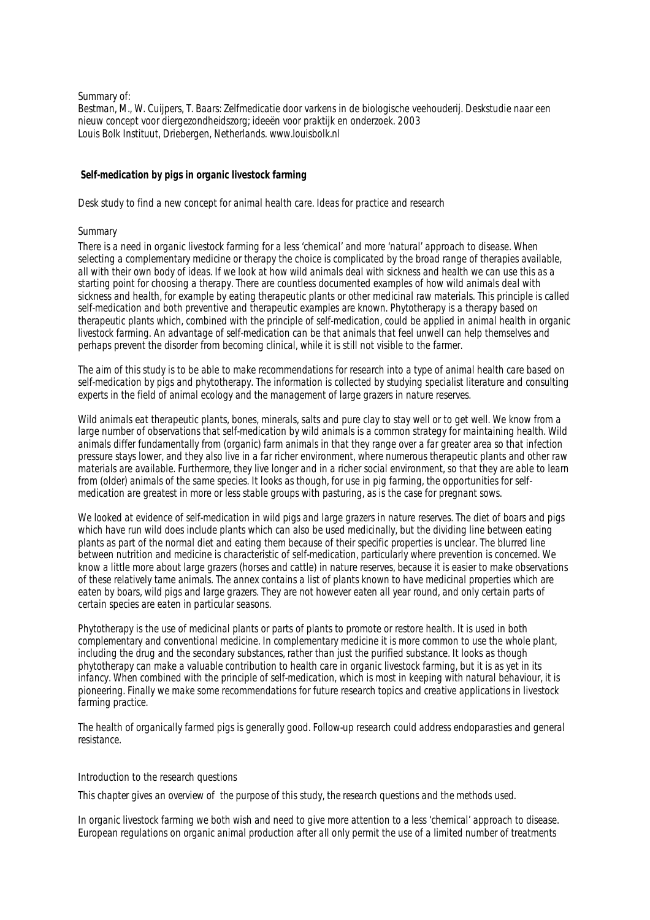Summary of:
Bestman, M., W. Cuijpers, T. Baars: Zelfmedicatie door varkens in de biologische veehouderij. Deskstudie naar een nieuw concept voor diergezondheidszorg; ideeën voor praktijk en onderzoek. 2003
Louis Bolk Instituut, Driebergen, Netherlands. www.louisbolk.nl

## Self-medication by pigs in organic livestock farming

*Desk study to find a new concept for animal health care. Ideas for practice and research*

### Summary

There is a need in organic livestock farming for a less 'chemical' and more 'natural' approach to disease. When selecting a complementary medicine or therapy the choice is complicated by the broad range of therapies available, all with their own body of ideas. If we look at how wild animals deal with sickness and health we can use this as a starting point for choosing a therapy. There are countless documented examples of how wild animals deal with sickness and health, for example by eating therapeutic plants or other medicinal raw materials. This principle is called self-medication and both preventive and therapeutic examples are known. Phytotherapy is a therapy based on therapeutic plants which, combined with the principle of self-medication, could be applied in animal health in organic livestock farming. An advantage of self-medication can be that animals that feel unwell can help themselves and perhaps prevent the disorder from becoming clinical, while it is still not visible to the farmer.

The aim of this study is to be able to make recommendations for research into a type of animal health care based on self-medication by pigs and phytotherapy. The information is collected by studying specialist literature and consulting experts in the field of animal ecology and the management of large grazers in nature reserves.

Wild animals eat therapeutic plants, bones, minerals, salts and pure clay to stay well or to get well. We know from a large number of observations that self-medication by wild animals is a common strategy for maintaining health. Wild animals differ fundamentally from (organic) farm animals in that they range over a far greater area so that infection pressure stays lower, and they also live in a far richer environment, where numerous therapeutic plants and other raw materials are available. Furthermore, they live longer and in a richer social environment, so that they are able to learn from (older) animals of the same species. It looks as though, for use in pig farming, the opportunities for self-medication are greatest in more or less stable groups with pasturing, as is the case for pregnant sows.

We looked at evidence of self-medication in wild pigs and large grazers in nature reserves. The diet of boars and pigs which have run wild does include plants which can also be used medicinally, but the dividing line between eating plants as part of the normal diet and eating them because of their specific properties is unclear. The blurred line between nutrition and medicine is characteristic of self-medication, particularly where prevention is concerned. We know a little more about large grazers (horses and cattle) in nature reserves, because it is easier to make observations of these relatively tame animals. The annex contains a list of plants known to have medicinal properties which are eaten by boars, wild pigs and large grazers. They are not however eaten all year round, and only certain parts of certain species are eaten in particular seasons.

Phytotherapy is the use of medicinal plants or parts of plants to promote or restore health. It is used in both complementary and conventional medicine. In complementary medicine it is more common to use the whole plant, including the drug and the secondary substances, rather than just the purified substance. It looks as though phytotherapy can make a valuable contribution to health care in organic livestock farming, but it is as yet in its infancy. When combined with the principle of self-medication, which is most in keeping with natural behaviour, it is pioneering. Finally we make some recommendations for future research topics and creative applications in livestock farming practice.

The health of organically farmed pigs is generally good. Follow-up research could address endoparasties and general resistance.

### Introduction to the research questions

*This chapter gives an overview of the purpose of this study, the research questions and the methods used.*

In organic livestock farming we both wish and need to give more attention to a less 'chemical' approach to disease. European regulations on organic animal production after all only permit the use of a limited number of treatments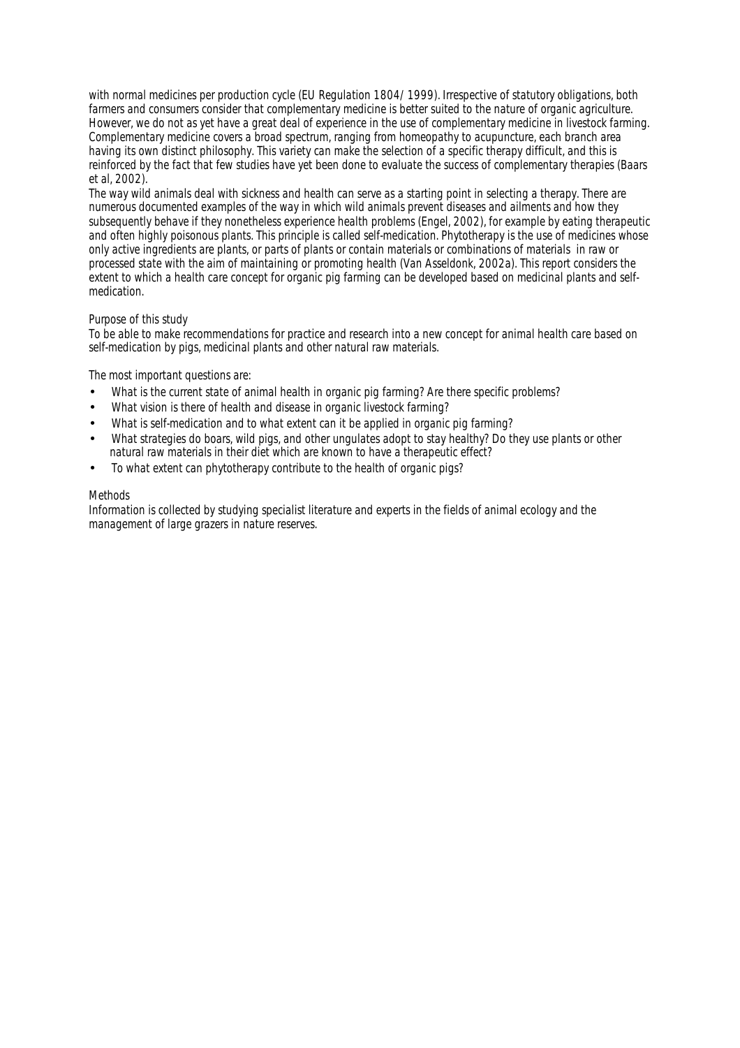with normal medicines per production cycle (EU Regulation 1804/ 1999). Irrespective of statutory obligations, both farmers and consumers consider that complementary medicine is better suited to the nature of organic agriculture. However, we do not as yet have a great deal of experience in the use of complementary medicine in livestock farming. Complementary medicine covers a broad spectrum, ranging from homeopathy to acupuncture, each branch area having its own distinct philosophy. This variety can make the selection of a specific therapy difficult, and this is reinforced by the fact that few studies have yet been done to evaluate the success of complementary therapies (Baars et al, 2002).

The way wild animals deal with sickness and health can serve as a starting point in selecting a therapy. There are numerous documented examples of the way in which wild animals prevent diseases and ailments and how they subsequently behave if they nonetheless experience health problems (Engel, 2002), for example by eating therapeutic and often highly poisonous plants. This principle is called self-medication. Phytotherapy is the use of medicines whose only active ingredients are plants, or parts of plants or contain materials or combinations of materials in raw or processed state with the aim of maintaining or promoting health (Van Asseldonk, 2002a). This report considers the extent to which a health care concept for organic pig farming can be developed based on medicinal plants and self-medication.

Purpose of this study

To be able to make recommendations for practice and research into a new concept for animal health care based on self-medication by pigs, medicinal plants and other natural raw materials.

The most important questions are:

- What is the current state of animal health in organic pig farming? Are there specific problems?
- What vision is there of health and disease in organic livestock farming?
- What is self-medication and to what extent can it be applied in organic pig farming?
- What strategies do boars, wild pigs, and other ungulates adopt to stay healthy? Do they use plants or other natural raw materials in their diet which are known to have a therapeutic effect?
- To what extent can phytotherapy contribute to the health of organic pigs?

Methods

Information is collected by studying specialist literature and experts in the fields of animal ecology and the management of large grazers in nature reserves.